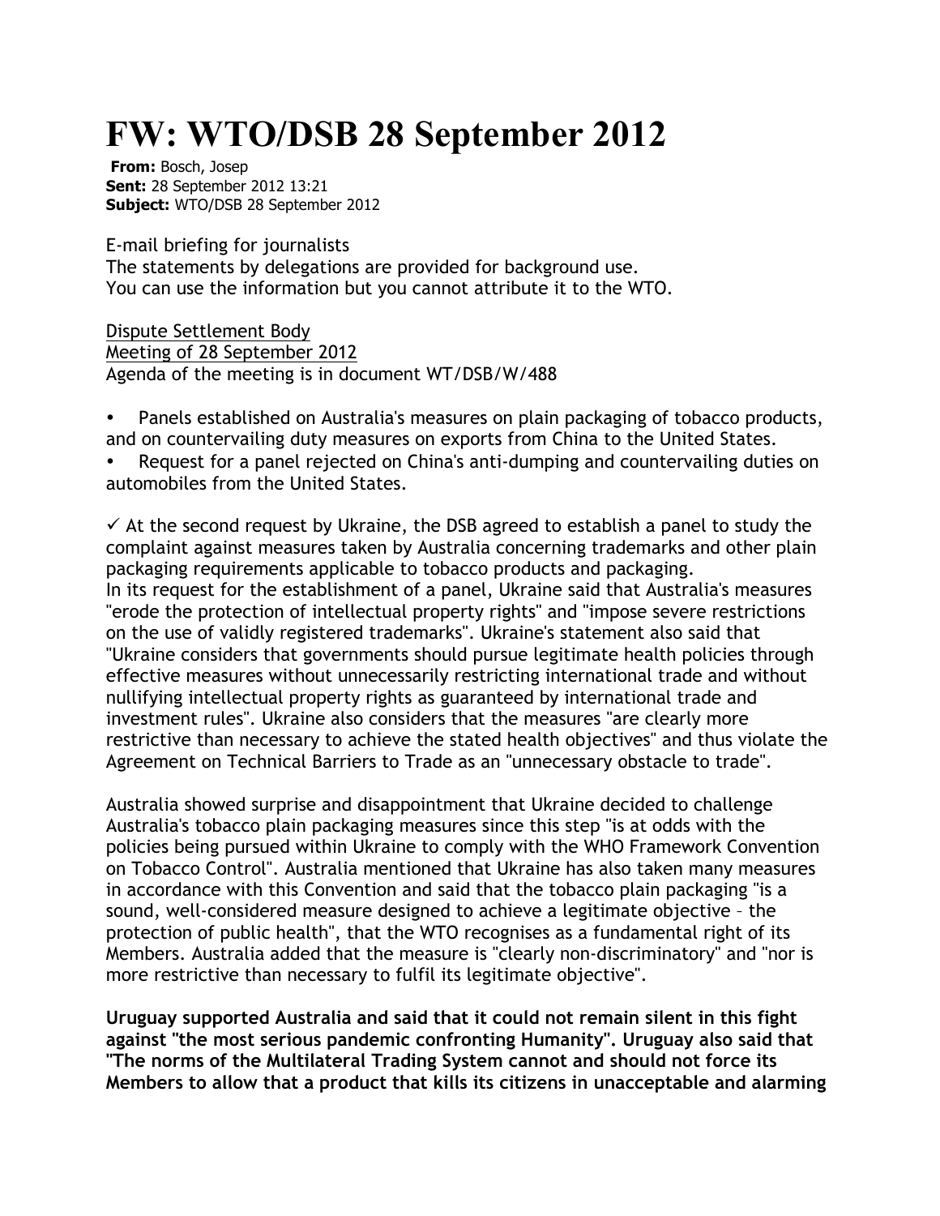# FW: WTO/DSB 28 September 2012

**From:** Bosch, Josep
**Sent:** 28 September 2012 13:21
**Subject:** WTO/DSB 28 September 2012

E-mail briefing for journalists
The statements by delegations are provided for background use.
You can use the information but you cannot attribute it to the WTO.

<u>Dispute Settlement Body</u>
<u>Meeting of 28 September 2012</u>
Agenda of the meeting is in document WT/DSB/W/488

- Panels established on Australia's measures on plain packaging of tobacco products, and on countervailing duty measures on exports from China to the United States.
- Request for a panel rejected on China's anti-dumping and countervailing duties on automobiles from the United States.

✓ At the second request by Ukraine, the DSB agreed to establish a panel to study the complaint against measures taken by Australia concerning trademarks and other plain packaging requirements applicable to tobacco products and packaging.
In its request for the establishment of a panel, Ukraine said that Australia's measures "erode the protection of intellectual property rights" and "impose severe restrictions on the use of validly registered trademarks". Ukraine's statement also said that "Ukraine considers that governments should pursue legitimate health policies through effective measures without unnecessarily restricting international trade and without nullifying intellectual property rights as guaranteed by international trade and investment rules". Ukraine also considers that the measures "are clearly more restrictive than necessary to achieve the stated health objectives" and thus violate the Agreement on Technical Barriers to Trade as an "unnecessary obstacle to trade".

Australia showed surprise and disappointment that Ukraine decided to challenge Australia's tobacco plain packaging measures since this step "is at odds with the policies being pursued within Ukraine to comply with the WHO Framework Convention on Tobacco Control". Australia mentioned that Ukraine has also taken many measures in accordance with this Convention and said that the tobacco plain packaging "is a sound, well-considered measure designed to achieve a legitimate objective – the protection of public health", that the WTO recognises as a fundamental right of its Members. Australia added that the measure is "clearly non-discriminatory" and "nor is more restrictive than necessary to fulfil its legitimate objective".

**Uruguay supported Australia and said that it could not remain silent in this fight against "the most serious pandemic confronting Humanity". Uruguay also said that "The norms of the Multilateral Trading System cannot and should not force its Members to allow that a product that kills its citizens in unacceptable and alarming**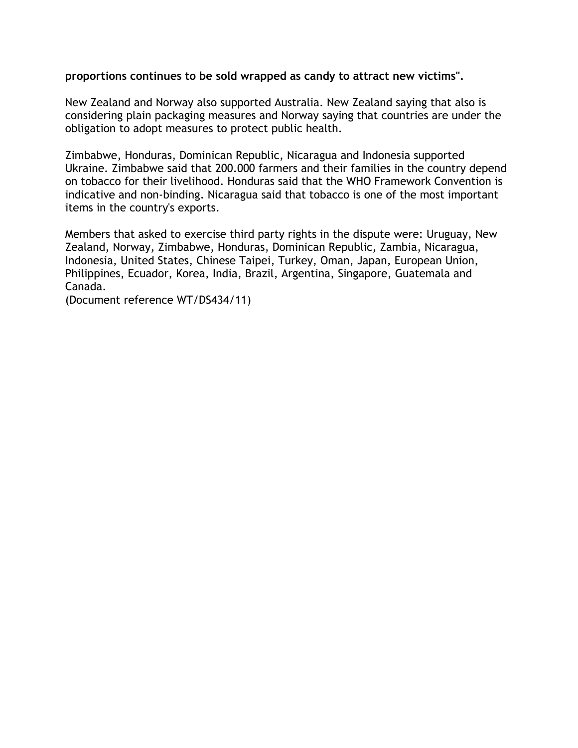**proportions continues to be sold wrapped as candy to attract new victims".**

New Zealand and Norway also supported Australia. New Zealand saying that also is considering plain packaging measures and Norway saying that countries are under the obligation to adopt measures to protect public health.

Zimbabwe, Honduras, Dominican Republic, Nicaragua and Indonesia supported Ukraine. Zimbabwe said that 200.000 farmers and their families in the country depend on tobacco for their livelihood. Honduras said that the WHO Framework Convention is indicative and non-binding. Nicaragua said that tobacco is one of the most important items in the country's exports.

Members that asked to exercise third party rights in the dispute were: Uruguay, New Zealand, Norway, Zimbabwe, Honduras, Dominican Republic, Zambia, Nicaragua, Indonesia, United States, Chinese Taipei, Turkey, Oman, Japan, European Union, Philippines, Ecuador, Korea, India, Brazil, Argentina, Singapore, Guatemala and Canada.
(Document reference WT/DS434/11)